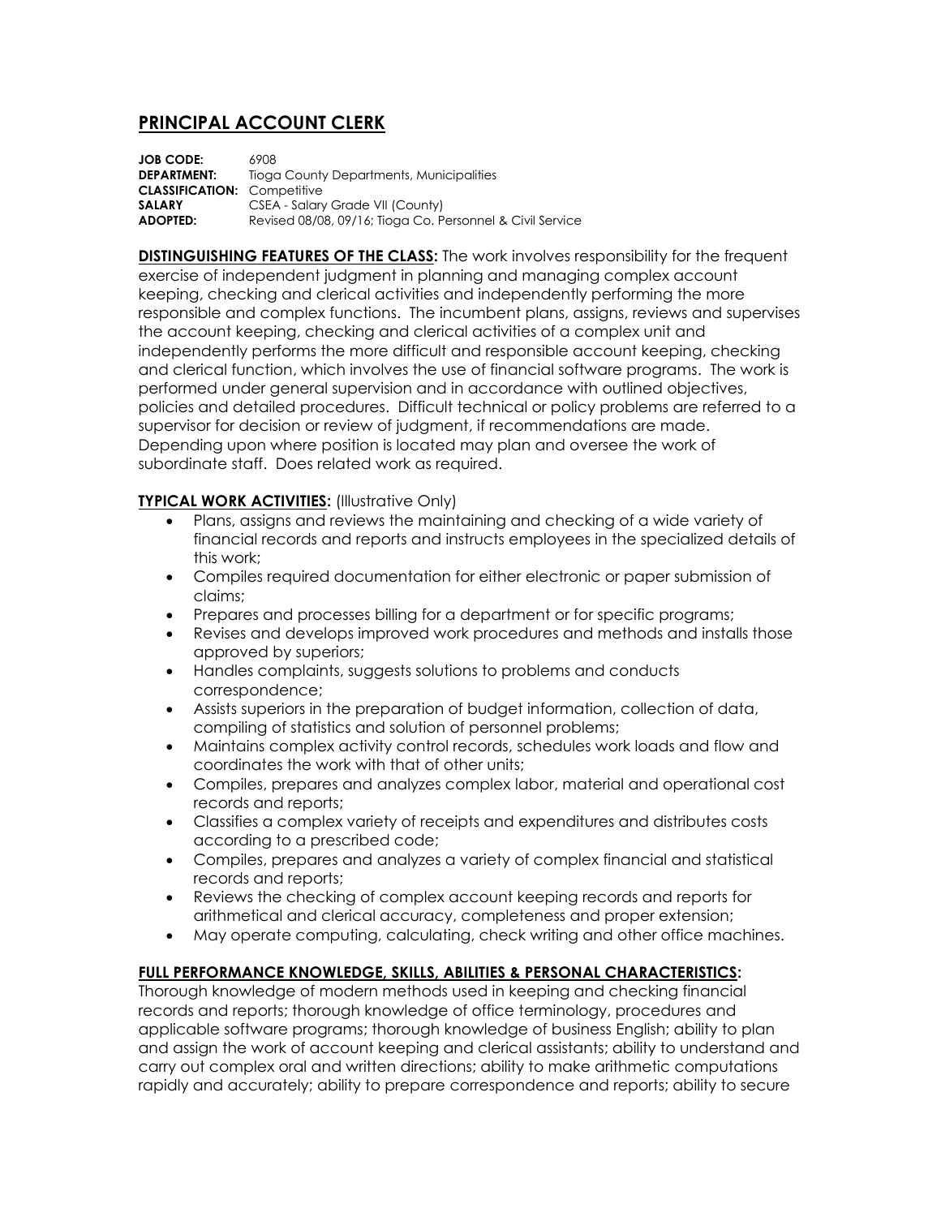# PRINCIPAL ACCOUNT CLERK

**JOB CODE:** 6908
**DEPARTMENT:** Tioga County Departments, Municipalities
**CLASSIFICATION:** Competitive
**SALARY** CSEA - Salary Grade VII (County)
**ADOPTED:** Revised 08/08, 09/16; Tioga Co. Personnel & Civil Service

**DISTINGUISHING FEATURES OF THE CLASS:** The work involves responsibility for the frequent exercise of independent judgment in planning and managing complex account keeping, checking and clerical activities and independently performing the more responsible and complex functions. The incumbent plans, assigns, reviews and supervises the account keeping, checking and clerical activities of a complex unit and independently performs the more difficult and responsible account keeping, checking and clerical function, which involves the use of financial software programs. The work is performed under general supervision and in accordance with outlined objectives, policies and detailed procedures. Difficult technical or policy problems are referred to a supervisor for decision or review of judgment, if recommendations are made. Depending upon where position is located may plan and oversee the work of subordinate staff. Does related work as required.

**TYPICAL WORK ACTIVITIES:** (Illustrative Only)

- Plans, assigns and reviews the maintaining and checking of a wide variety of financial records and reports and instructs employees in the specialized details of this work;
- Compiles required documentation for either electronic or paper submission of claims;
- Prepares and processes billing for a department or for specific programs;
- Revises and develops improved work procedures and methods and installs those approved by superiors;
- Handles complaints, suggests solutions to problems and conducts correspondence;
- Assists superiors in the preparation of budget information, collection of data, compiling of statistics and solution of personnel problems;
- Maintains complex activity control records, schedules work loads and flow and coordinates the work with that of other units;
- Compiles, prepares and analyzes complex labor, material and operational cost records and reports;
- Classifies a complex variety of receipts and expenditures and distributes costs according to a prescribed code;
- Compiles, prepares and analyzes a variety of complex financial and statistical records and reports;
- Reviews the checking of complex account keeping records and reports for arithmetical and clerical accuracy, completeness and proper extension;
- May operate computing, calculating, check writing and other office machines.

**FULL PERFORMANCE KNOWLEDGE, SKILLS, ABILITIES & PERSONAL CHARACTERISTICS:**
Thorough knowledge of modern methods used in keeping and checking financial records and reports; thorough knowledge of office terminology, procedures and applicable software programs; thorough knowledge of business English; ability to plan and assign the work of account keeping and clerical assistants; ability to understand and carry out complex oral and written directions; ability to make arithmetic computations rapidly and accurately; ability to prepare correspondence and reports; ability to secure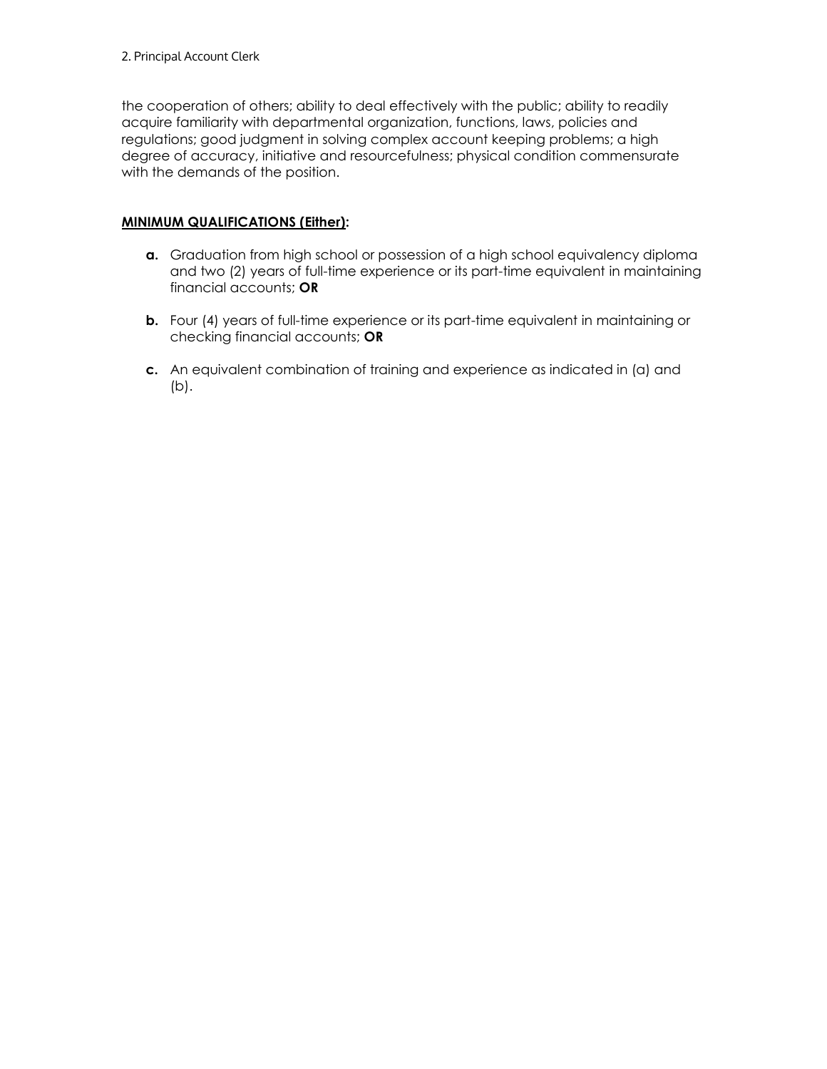the cooperation of others; ability to deal effectively with the public; ability to readily acquire familiarity with departmental organization, functions, laws, policies and regulations; good judgment in solving complex account keeping problems; a high degree of accuracy, initiative and resourcefulness; physical condition commensurate with the demands of the position.

**MINIMUM QUALIFICATIONS (Either):**

- **a.** Graduation from high school or possession of a high school equivalency diploma and two (2) years of full-time experience or its part-time equivalent in maintaining financial accounts; **OR**

- **b.** Four (4) years of full-time experience or its part-time equivalent in maintaining or checking financial accounts; **OR**

- **c.** An equivalent combination of training and experience as indicated in (a) and (b).